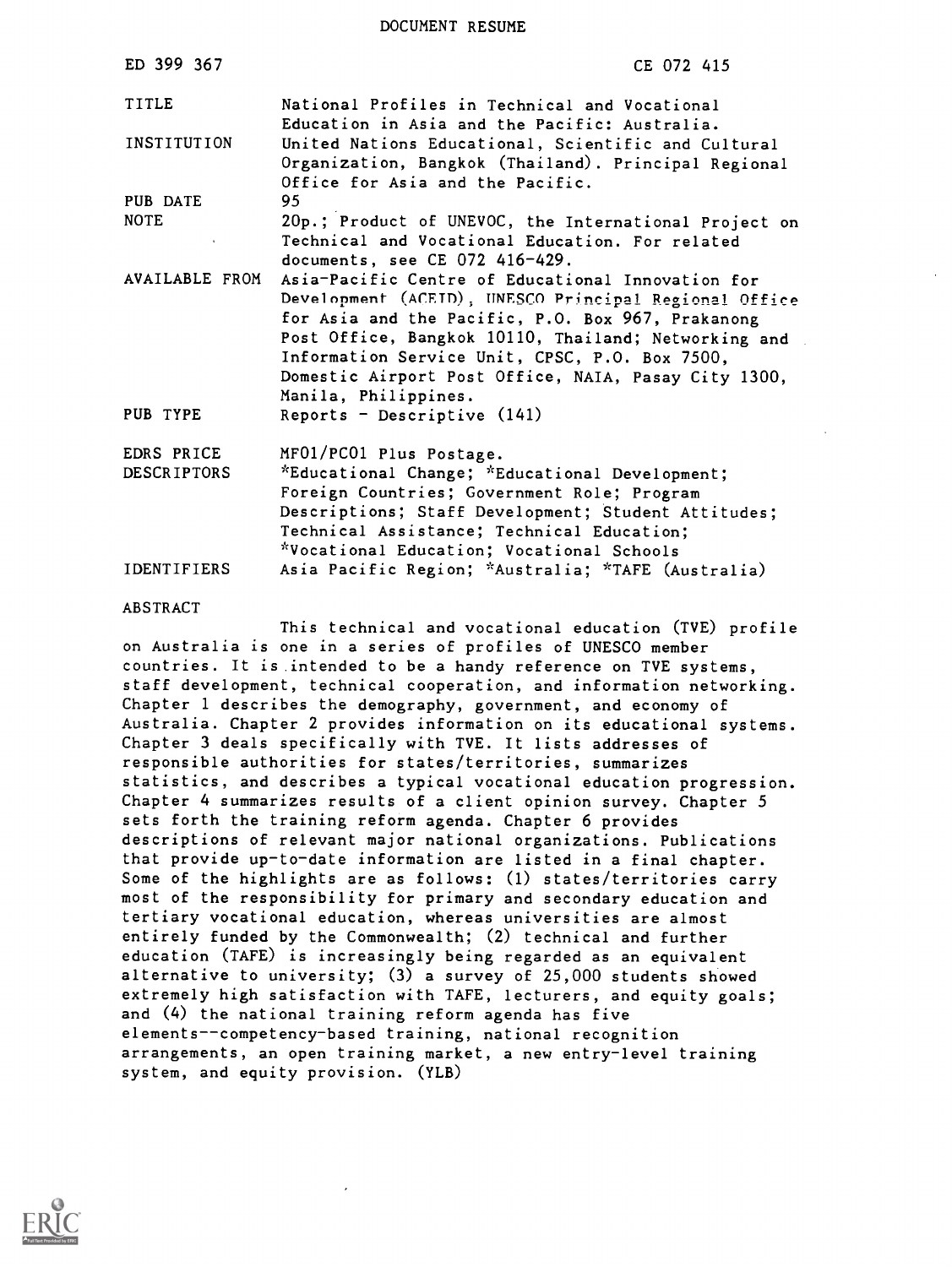# DOCUMENT RESUME

| | |
|---|---|
| ED 399 367 | CE 072 415 |
| TITLE | National Profiles in Technical and Vocational Education in Asia and the Pacific: Australia. |
| INSTITUTION | United Nations Educational, Scientific and Cultural Organization, Bangkok (Thailand). Principal Regional Office for Asia and the Pacific. |
| PUB DATE | 95 |
| NOTE | 20p.; Product of UNEVOC, the International Project on Technical and Vocational Education. For related documents, see CE 072 416-429. |
| AVAILABLE FROM | Asia-Pacific Centre of Educational Innovation for Development (ACEID), UNESCO Principal Regional Office for Asia and the Pacific, P.O. Box 967, Prakanong Post Office, Bangkok 10110, Thailand; Networking and Information Service Unit, CPSC, P.O. Box 7500, Domestic Airport Post Office, NAIA, Pasay City 1300, Manila, Philippines. |
| PUB TYPE | Reports - Descriptive (141) |
| EDRS PRICE | MF01/PC01 Plus Postage. |
| DESCRIPTORS | *Educational Change; *Educational Development; Foreign Countries; Government Role; Program Descriptions; Staff Development; Student Attitudes; Technical Assistance; Technical Education; *Vocational Education; Vocational Schools |
| IDENTIFIERS | Asia Pacific Region; *Australia; *TAFE (Australia) |

## ABSTRACT

This technical and vocational education (TVE) profile on Australia is one in a series of profiles of UNESCO member countries. It is intended to be a handy reference on TVE systems, staff development, technical cooperation, and information networking. Chapter 1 describes the demography, government, and economy of Australia. Chapter 2 provides information on its educational systems. Chapter 3 deals specifically with TVE. It lists addresses of responsible authorities for states/territories, summarizes statistics, and describes a typical vocational education progression. Chapter 4 summarizes results of a client opinion survey. Chapter 5 sets forth the training reform agenda. Chapter 6 provides descriptions of relevant major national organizations. Publications that provide up-to-date information are listed in a final chapter. Some of the highlights are as follows: (1) states/territories carry most of the responsibility for primary and secondary education and tertiary vocational education, whereas universities are almost entirely funded by the Commonwealth; (2) technical and further education (TAFE) is increasingly being regarded as an equivalent alternative to university; (3) a survey of 25,000 students showed extremely high satisfaction with TAFE, lecturers, and equity goals; and (4) the national training reform agenda has five elements--competency-based training, national recognition arrangements, an open training market, a new entry-level training system, and equity provision. (YLB)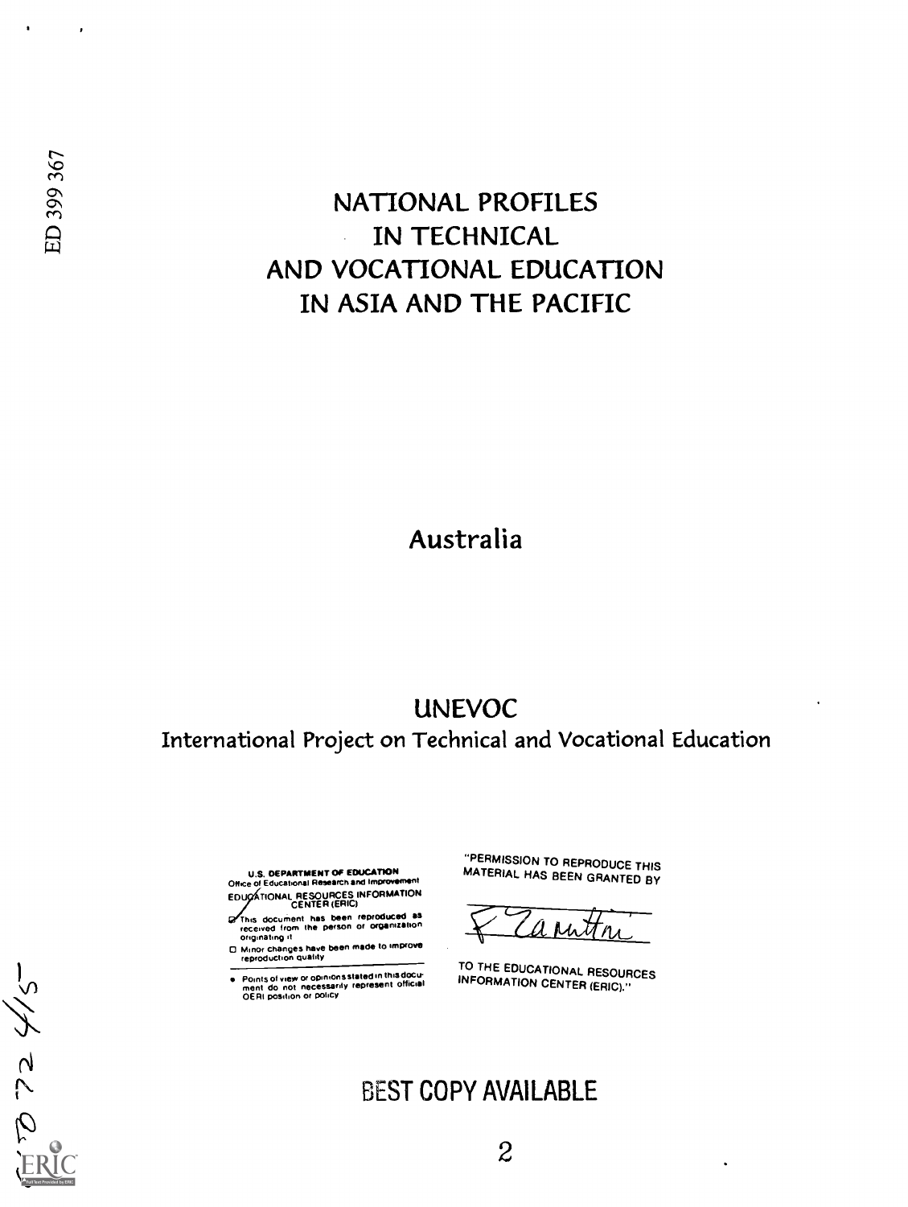ED 399 367

# NATIONAL PROFILES IN TECHNICAL AND VOCATIONAL EDUCATION IN ASIA AND THE PACIFIC

## Australia

## UNEVOC

International Project on Technical and Vocational Education

U.S. DEPARTMENT OF EDUCATION
Office of Educational Research and Improvement
EDUCATIONAL RESOURCES INFORMATION CENTER (ERIC)

- This document has been reproduced as received from the person or organization originating it
- Minor changes have been made to improve reproduction quality
- Points of view or opinions stated in this document do not necessarily represent official OERI position or policy

"PERMISSION TO REPRODUCE THIS MATERIAL HAS BEEN GRANTED BY

F. Zanutti

TO THE EDUCATIONAL RESOURCES INFORMATION CENTER (ERIC)."

BEST COPY AVAILABLE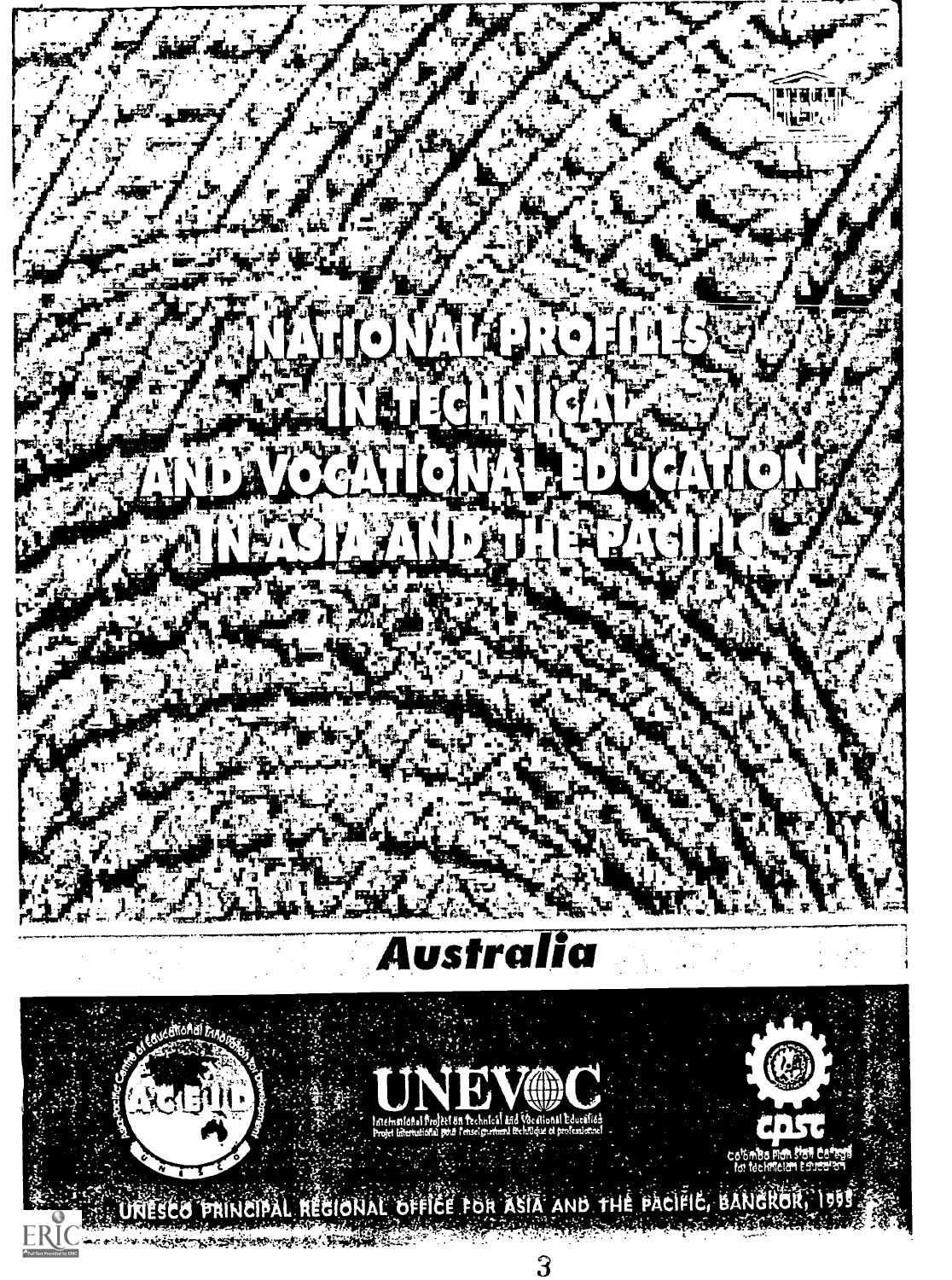# NATIONAL PROFILES IN TECHNICAL AND VOCATIONAL EDUCATION IN ASIA AND THE PACIFIC

## Australia

ACEID — Asia-Pacific Centre of Educational Innovation for Development — UNESCO

UNEVOC — International Project on Technical and Vocational Education / Projet International pour l'enseignement technique et professionnel

CPSC — Colombo Plan Staff College for Technician Education

UNESCO PRINCIPAL REGIONAL OFFICE FOR ASIA AND THE PACIFIC, BANGKOK, 1995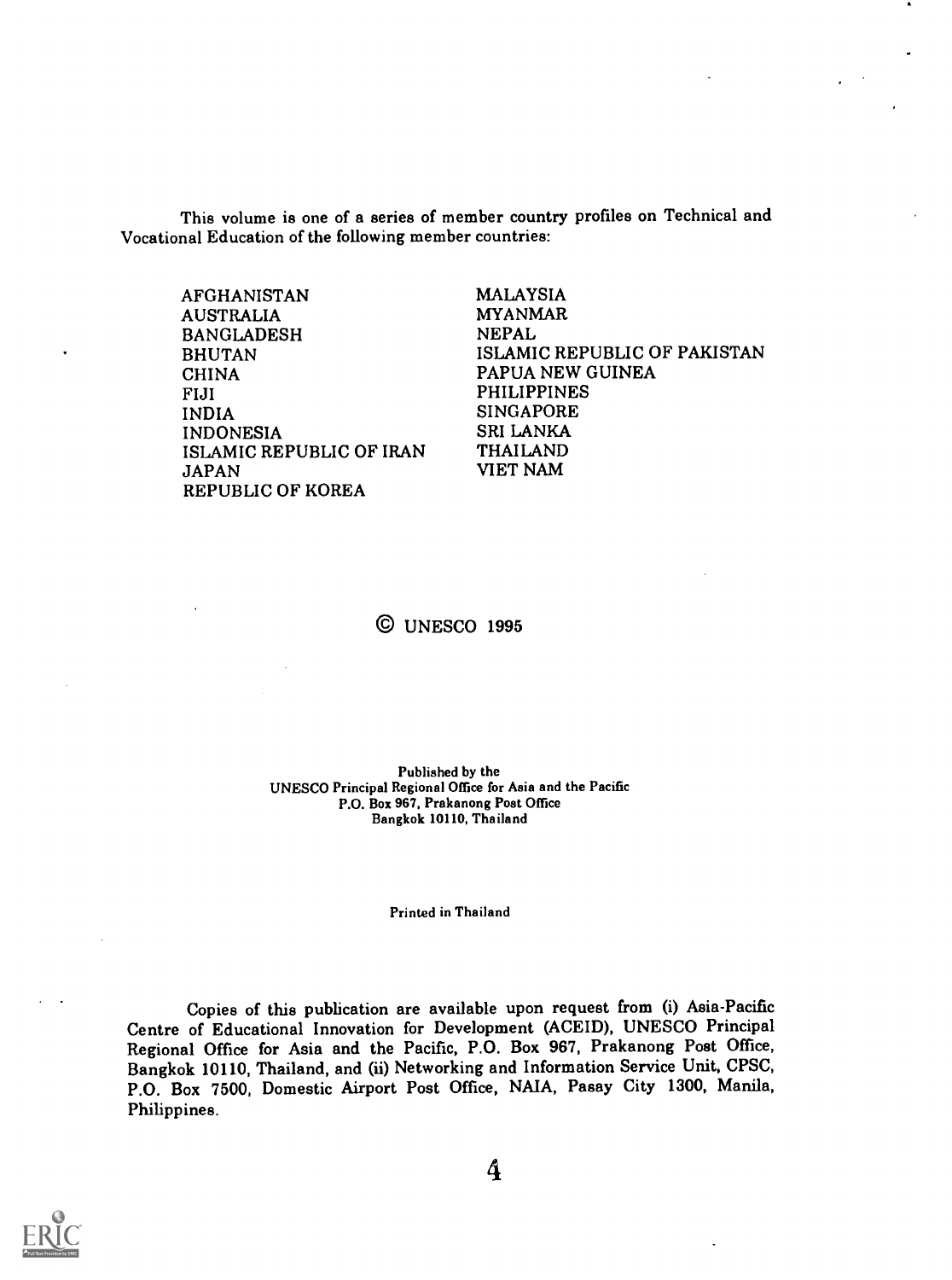This volume is one of a series of member country profiles on Technical and Vocational Education of the following member countries:

- AFGHANISTAN
- AUSTRALIA
- BANGLADESH
- BHUTAN
- CHINA
- FIJI
- INDIA
- INDONESIA
- ISLAMIC REPUBLIC OF IRAN
- JAPAN
- REPUBLIC OF KOREA
- MALAYSIA
- MYANMAR
- NEPAL
- ISLAMIC REPUBLIC OF PAKISTAN
- PAPUA NEW GUINEA
- PHILIPPINES
- SINGAPORE
- SRI LANKA
- THAILAND
- VIET NAM

© UNESCO 1995

Published by the
UNESCO Principal Regional Office for Asia and the Pacific
P.O. Box 967, Prakanong Post Office
Bangkok 10110, Thailand

Printed in Thailand

Copies of this publication are available upon request from (i) Asia-Pacific Centre of Educational Innovation for Development (ACEID), UNESCO Principal Regional Office for Asia and the Pacific, P.O. Box 967, Prakanong Post Office, Bangkok 10110, Thailand, and (ii) Networking and Information Service Unit, CPSC, P.O. Box 7500, Domestic Airport Post Office, NAIA, Pasay City 1300, Manila, Philippines.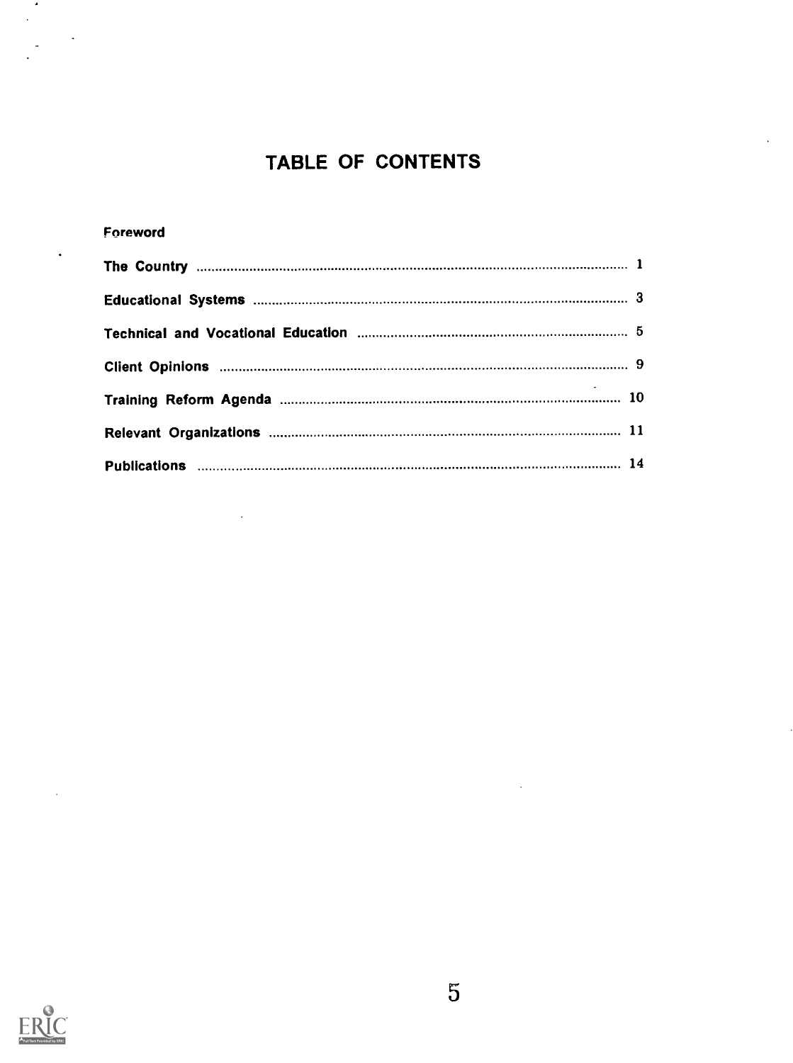# TABLE OF CONTENTS

Foreword

The Country ........................................................................ 1

Educational Systems ........................................................................ 3

Technical and Vocational Education ........................................................................ 5

Client Opinions ........................................................................ 9

Training Reform Agenda ........................................................................ 10

Relevant Organizations ........................................................................ 11

Publications ........................................................................ 14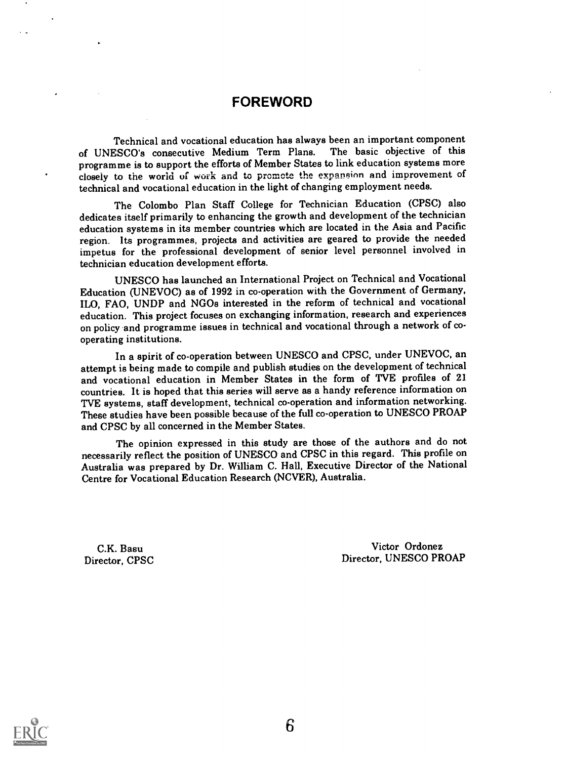## FOREWORD

Technical and vocational education has always been an important component of UNESCO's consecutive Medium Term Plans. The basic objective of this programme is to support the efforts of Member States to link education systems more closely to the world of work and to promote the expansion and improvement of technical and vocational education in the light of changing employment needs.

The Colombo Plan Staff College for Technician Education (CPSC) also dedicates itself primarily to enhancing the growth and development of the technician education systems in its member countries which are located in the Asia and Pacific region. Its programmes, projects and activities are geared to provide the needed impetus for the professional development of senior level personnel involved in technician education development efforts.

UNESCO has launched an International Project on Technical and Vocational Education (UNEVOC) as of 1992 in co-operation with the Government of Germany, ILO, FAO, UNDP and NGOs interested in the reform of technical and vocational education. This project focuses on exchanging information, research and experiences on policy and programme issues in technical and vocational through a network of co-operating institutions.

In a spirit of co-operation between UNESCO and CPSC, under UNEVOC, an attempt is being made to compile and publish studies on the development of technical and vocational education in Member States in the form of TVE profiles of 21 countries. It is hoped that this series will serve as a handy reference information on TVE systems, staff development, technical co-operation and information networking. These studies have been possible because of the full co-operation to UNESCO PROAP and CPSC by all concerned in the Member States.

The opinion expressed in this study are those of the authors and do not necessarily reflect the position of UNESCO and CPSC in this regard. This profile on Australia was prepared by Dr. William C. Hall, Executive Director of the National Centre for Vocational Education Research (NCVER), Australia.

C.K. Basu
Director, CPSC

Victor Ordonez
Director, UNESCO PROAP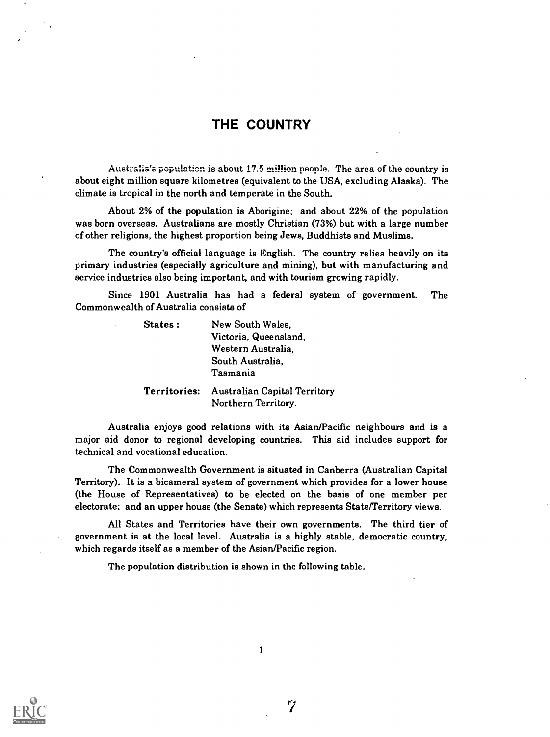# THE COUNTRY

Australia's population is about 17.5 million people. The area of the country is about eight million square kilometres (equivalent to the USA, excluding Alaska). The climate is tropical in the north and temperate in the South.

About 2% of the population is Aborigine; and about 22% of the population was born overseas. Australians are mostly Christian (73%) but with a large number of other religions, the highest proportion being Jews, Buddhists and Muslims.

The country's official language is English. The country relies heavily on its primary industries (especially agriculture and mining), but with manufacturing and service industries also being important, and with tourism growing rapidly.

Since 1901 Australia has had a federal system of government. The Commonwealth of Australia consists of

**States :** New South Wales, Victoria, Queensland, Western Australia, South Australia, Tasmania

**Territories:** Australian Capital Territory Northern Territory.

Australia enjoys good relations with its Asian/Pacific neighbours and is a major aid donor to regional developing countries. This aid includes support for technical and vocational education.

The Commonwealth Government is situated in Canberra (Australian Capital Territory). It is a bicameral system of government which provides for a lower house (the House of Representatives) to be elected on the basis of one member per electorate; and an upper house (the Senate) which represents State/Territory views.

All States and Territories have their own governments. The third tier of government is at the local level. Australia is a highly stable, democratic country, which regards itself as a member of the Asian/Pacific region.

The population distribution is shown in the following table.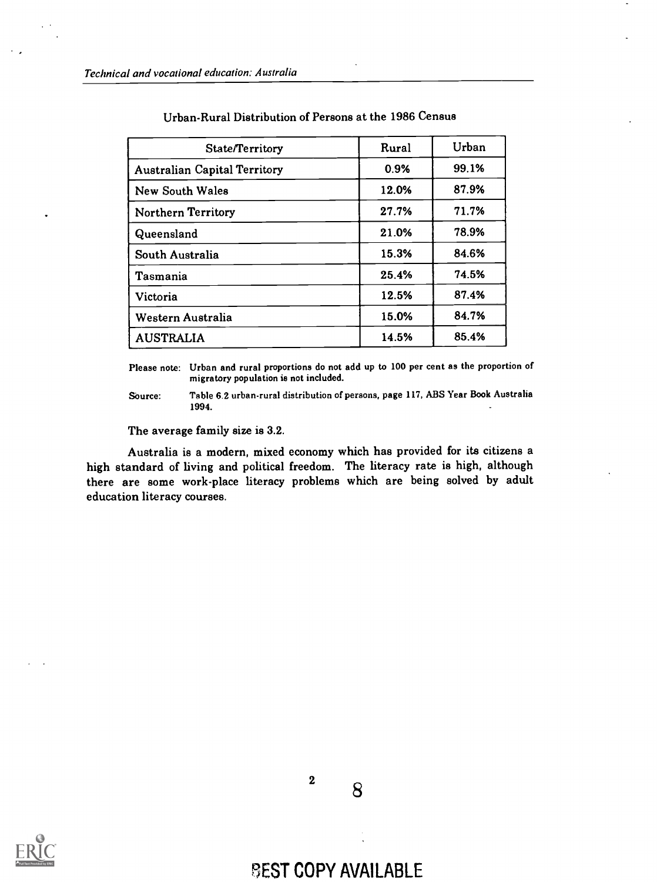Urban-Rural Distribution of Persons at the 1986 Census

| State/Territory | Rural | Urban |
|---|---|---|
| Australian Capital Territory | 0.9% | 99.1% |
| New South Wales | 12.0% | 87.9% |
| Northern Territory | 27.7% | 71.7% |
| Queensland | 21.0% | 78.9% |
| South Australia | 15.3% | 84.6% |
| Tasmania | 25.4% | 74.5% |
| Victoria | 12.5% | 87.4% |
| Western Australia | 15.0% | 84.7% |
| AUSTRALIA | 14.5% | 85.4% |

Please note: Urban and rural proportions do not add up to 100 per cent as the proportion of migratory population is not included.

Source: Table 6.2 urban-rural distribution of persons, page 117, ABS Year Book Australia 1994.

The average family size is 3.2.

Australia is a modern, mixed economy which has provided for its citizens a high standard of living and political freedom. The literacy rate is high, although there are some work-place literacy problems which are being solved by adult education literacy courses.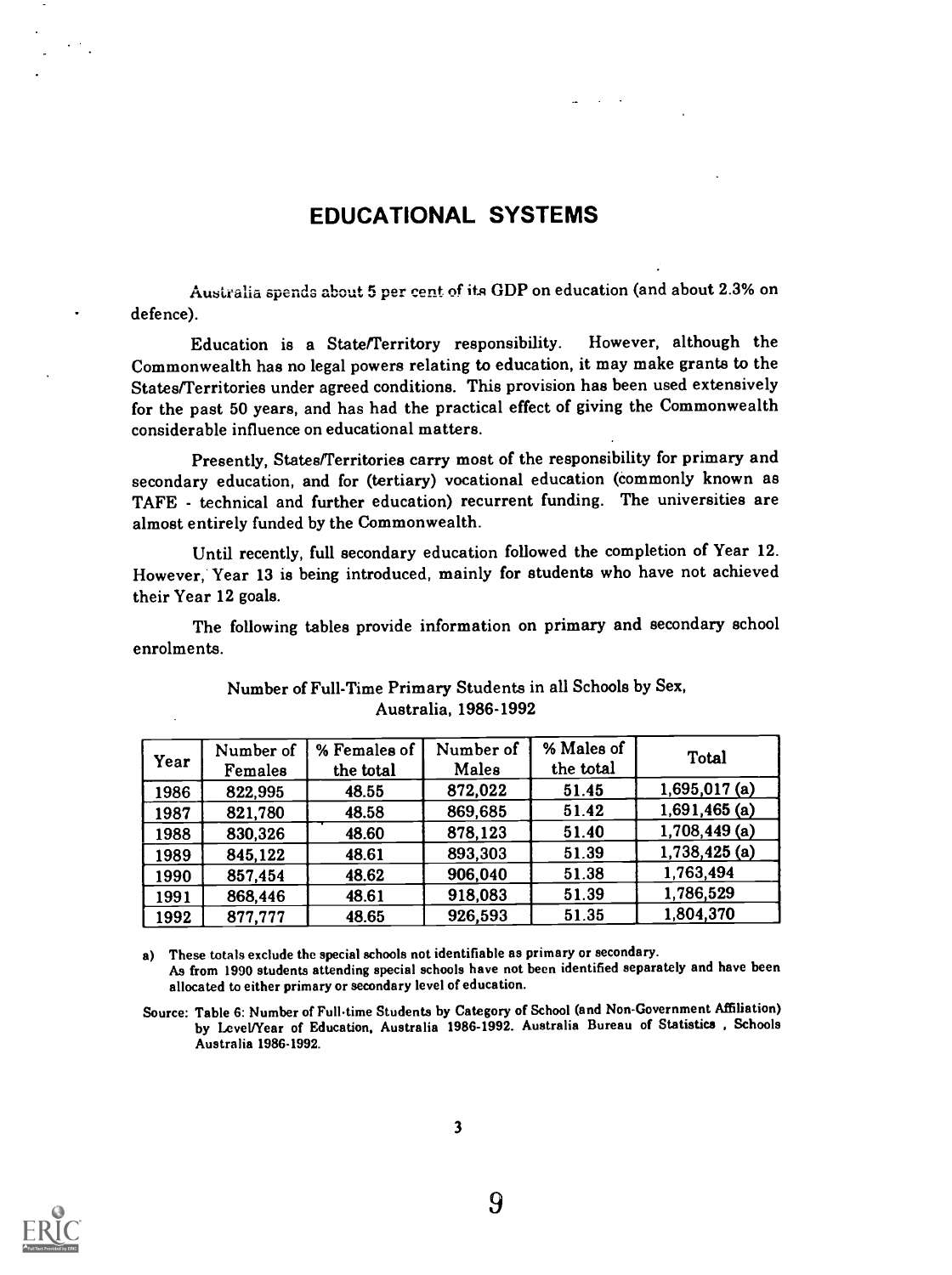# EDUCATIONAL SYSTEMS

Australia spends about 5 per cent of its GDP on education (and about 2.3% on defence).

Education is a State/Territory responsibility. However, although the Commonwealth has no legal powers relating to education, it may make grants to the States/Territories under agreed conditions. This provision has been used extensively for the past 50 years, and has had the practical effect of giving the Commonwealth considerable influence on educational matters.

Presently, States/Territories carry most of the responsibility for primary and secondary education, and for (tertiary) vocational education (commonly known as TAFE - technical and further education) recurrent funding. The universities are almost entirely funded by the Commonwealth.

Until recently, full secondary education followed the completion of Year 12. However, Year 13 is being introduced, mainly for students who have not achieved their Year 12 goals.

The following tables provide information on primary and secondary school enrolments.

Number of Full-Time Primary Students in all Schools by Sex, Australia, 1986-1992

| Year | Number of Females | % Females of the total | Number of Males | % Males of the total | Total |
|---|---|---|---|---|---|
| 1986 | 822,995 | 48.55 | 872,022 | 51.45 | 1,695,017 (a) |
| 1987 | 821,780 | 48.58 | 869,685 | 51.42 | 1,691,465 (a) |
| 1988 | 830,326 | 48.60 | 878,123 | 51.40 | 1,708,449 (a) |
| 1989 | 845,122 | 48.61 | 893,303 | 51.39 | 1,738,425 (a) |
| 1990 | 857,454 | 48.62 | 906,040 | 51.38 | 1,763,494 |
| 1991 | 868,446 | 48.61 | 918,083 | 51.39 | 1,786,529 |
| 1992 | 877,777 | 48.65 | 926,593 | 51.35 | 1,804,370 |

a) These totals exclude the special schools not identifiable as primary or secondary. As from 1990 students attending special schools have not been identified separately and have been allocated to either primary or secondary level of education.

Source: Table 6: Number of Full-time Students by Category of School (and Non-Government Affiliation) by Level/Year of Education, Australia 1986-1992. Australia Bureau of Statistics , Schools Australia 1986-1992.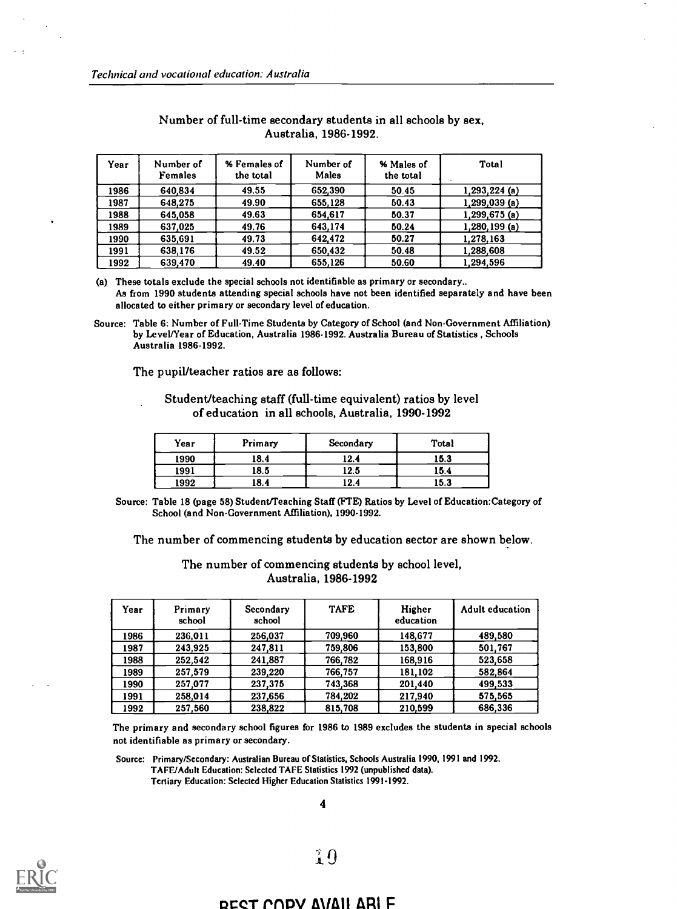Number of full-time secondary students in all schools by sex, Australia, 1986-1992.

| Year | Number of Females | % Females of the total | Number of Males | % Males of the total | Total |
|---|---|---|---|---|---|
| 1986 | 640,834 | 49.55 | 652,390 | 50.45 | 1,293,224 (a) |
| 1987 | 648,275 | 49.90 | 655,128 | 50.43 | 1,299,039 (a) |
| 1988 | 645,058 | 49.63 | 654,617 | 50.37 | 1,299,675 (a) |
| 1989 | 637,025 | 49.76 | 643,174 | 50.24 | 1,280,199 (a) |
| 1990 | 635,691 | 49.73 | 642,472 | 50.27 | 1,278,163 |
| 1991 | 638,176 | 49.52 | 650,432 | 50.48 | 1,288,608 |
| 1992 | 639,470 | 49.40 | 655,126 | 50.60 | 1,294,596 |

(a) These totals exclude the special schools not identifiable as primary or secondary.. As from 1990 students attending special schools have not been identified separately and have been allocated to either primary or secondary level of education.

Source: Table 6: Number of Full-Time Students by Category of School (and Non-Government Affiliation) by Level/Year of Education, Australia 1986-1992. Australia Bureau of Statistics , Schools Australia 1986-1992.

The pupil/teacher ratios are as follows:

Student/teaching staff (full-time equivalent) ratios by level of education in all schools, Australia, 1990-1992

| Year | Primary | Secondary | Total |
|---|---|---|---|
| 1990 | 18.4 | 12.4 | 15.3 |
| 1991 | 18.5 | 12.5 | 15.4 |
| 1992 | 18.4 | 12.4 | 15.3 |

Source: Table 18 (page 58) Student/Teaching Staff (FTE) Ratios by Level of Education:Category of School (and Non-Government Affiliation), 1990-1992.

The number of commencing students by education sector are shown below.

The number of commencing students by school level, Australia, 1986-1992

| Year | Primary school | Secondary school | TAFE | Higher education | Adult education |
|---|---|---|---|---|---|
| 1986 | 236,011 | 256,037 | 709,960 | 148,677 | 489,580 |
| 1987 | 243,925 | 247,811 | 759,806 | 153,800 | 501,767 |
| 1988 | 252,542 | 241,887 | 766,782 | 168,916 | 523,658 |
| 1989 | 257,579 | 239,220 | 766,757 | 181,102 | 582,864 |
| 1990 | 257,077 | 237,375 | 743,368 | 201,440 | 499,533 |
| 1991 | 258,014 | 237,656 | 784,202 | 217,940 | 575,565 |
| 1992 | 257,560 | 238,822 | 815,708 | 210,599 | 686,336 |

The primary and secondary school figures for 1986 to 1989 excludes the students in special schools not identifiable as primary or secondary.

Source: Primary/Secondary: Australian Bureau of Statistics, Schools Australia 1990, 1991 and 1992.
TAFE/Adult Education: Selected TAFE Statistics 1992 (unpublished data).
Tertiary Education: Selected Higher Education Statistics 1991-1992.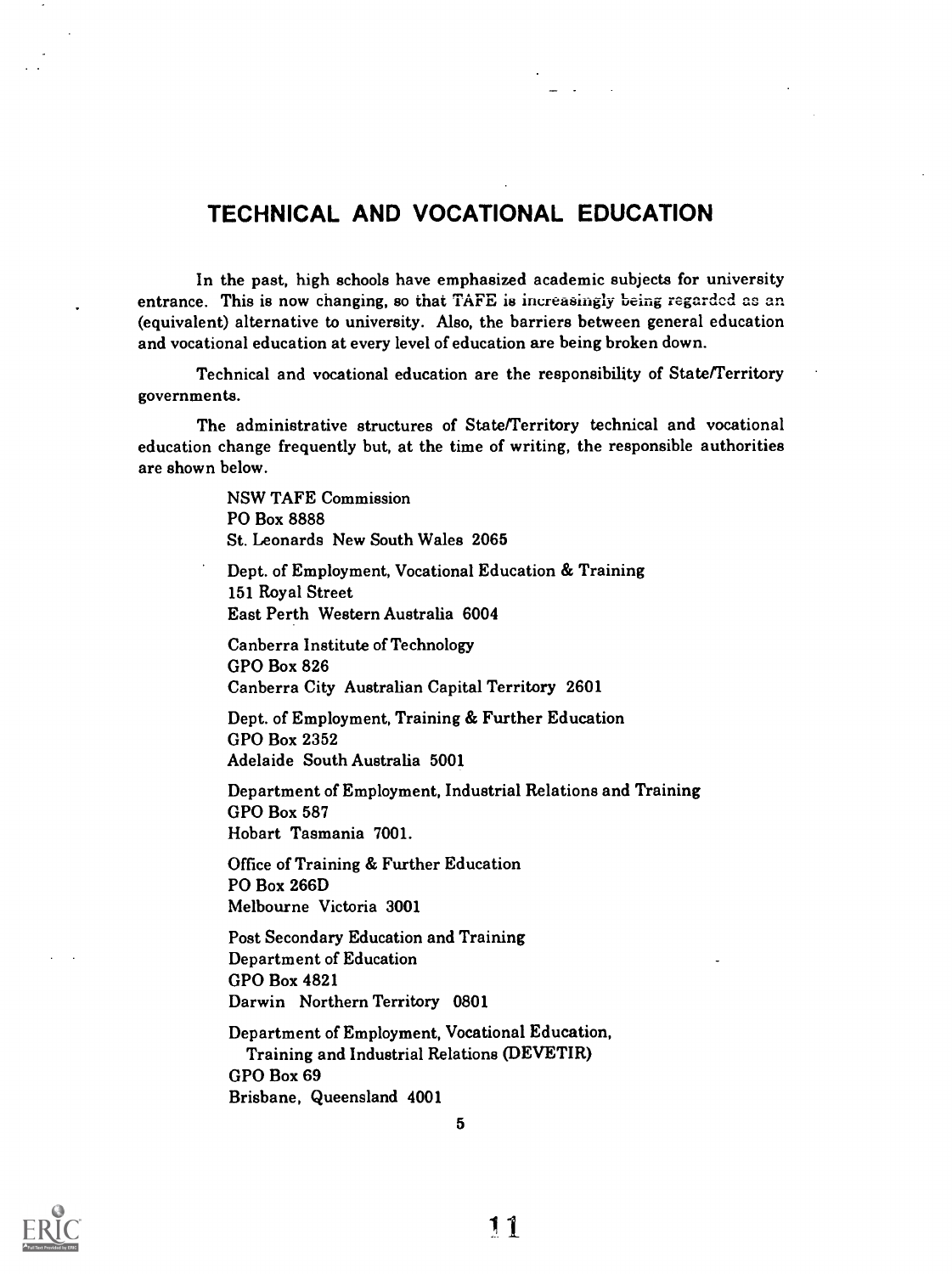# TECHNICAL AND VOCATIONAL EDUCATION

In the past, high schools have emphasized academic subjects for university entrance. This is now changing, so that TAFE is increasingly being regarded as an (equivalent) alternative to university. Also, the barriers between general education and vocational education at every level of education are being broken down.

Technical and vocational education are the responsibility of State/Territory governments.

The administrative structures of State/Territory technical and vocational education change frequently but, at the time of writing, the responsible authorities are shown below.

NSW TAFE Commission
PO Box 8888
St. Leonards New South Wales 2065

Dept. of Employment, Vocational Education & Training
151 Royal Street
East Perth Western Australia 6004

Canberra Institute of Technology
GPO Box 826
Canberra City Australian Capital Territory 2601

Dept. of Employment, Training & Further Education
GPO Box 2352
Adelaide South Australia 5001

Department of Employment, Industrial Relations and Training
GPO Box 587
Hobart Tasmania 7001.

Office of Training & Further Education
PO Box 266D
Melbourne Victoria 3001

Post Secondary Education and Training
Department of Education
GPO Box 4821
Darwin Northern Territory 0801

Department of Employment, Vocational Education, Training and Industrial Relations (DEVETIR)
GPO Box 69
Brisbane, Queensland 4001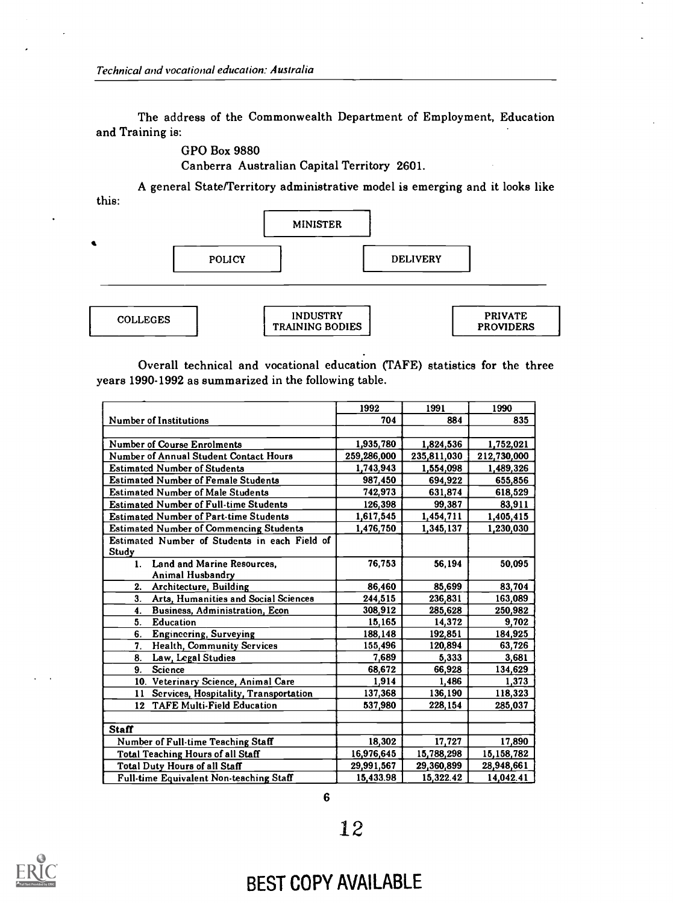The address of the Commonwealth Department of Employment, Education and Training is:

GPO Box 9880
Canberra Australian Capital Territory 2601.

A general State/Territory administrative model is emerging and it looks like this:

MINISTER

POLICY    DELIVERY

COLLEGES    INDUSTRY TRAINING BODIES    PRIVATE PROVIDERS

Overall technical and vocational education (TAFE) statistics for the three years 1990-1992 as summarized in the following table.

| | 1992 | 1991 | 1990 |
|---|---|---|---|
| Number of Institutions | 704 | 884 | 835 |
| | | | |
| Number of Course Enrolments | 1,935,780 | 1,824,536 | 1,752,021 |
| Number of Annual Student Contact Hours | 259,286,000 | 235,811,030 | 212,730,000 |
| Estimated Number of Students | 1,743,943 | 1,554,098 | 1,489,326 |
| Estimated Number of Female Students | 987,450 | 694,922 | 655,856 |
| Estimated Number of Male Students | 742,973 | 631,874 | 618,529 |
| Estimated Number of Full-time Students | 126,398 | 99,387 | 83,911 |
| Estimated Number of Part-time Students | 1,617,545 | 1,454,711 | 1,405,415 |
| Estimated Number of Commencing Students | 1,476,750 | 1,345,137 | 1,230,030 |
| Estimated Number of Students in each Field of Study | | | |
| 1. Land and Marine Resources, Animal Husbandry | 76,753 | 56,194 | 50,095 |
| 2. Architecture, Building | 86,460 | 85,699 | 83,704 |
| 3. Arts, Humanities and Social Sciences | 244,515 | 236,831 | 163,089 |
| 4. Business, Administration, Econ | 308,912 | 285,628 | 250,982 |
| 5. Education | 15,165 | 14,372 | 9,702 |
| 6. Engineering, Surveying | 188,148 | 192,851 | 184,925 |
| 7. Health, Community Services | 155,496 | 120,894 | 63,726 |
| 8. Law, Legal Studies | 7,689 | 5,333 | 3,681 |
| 9. Science | 68,672 | 66,928 | 134,629 |
| 10. Veterinary Science, Animal Care | 1,914 | 1,486 | 1,373 |
| 11 Services, Hospitality, Transportation | 137,368 | 136,190 | 118,323 |
| 12 TAFE Multi-Field Education | 537,980 | 228,154 | 285,037 |
| | | | |
| **Staff** | | | |
| Number of Full-time Teaching Staff | 18,302 | 17,727 | 17,890 |
| Total Teaching Hours of all Staff | 16,976,645 | 15,788,298 | 15,158,782 |
| Total Duty Hours of all Staff | 29,991,567 | 29,360,899 | 28,948,661 |
| Full-time Equivalent Non-teaching Staff | 15,433.98 | 15,322.42 | 14,042.41 |

BEST COPY AVAILABLE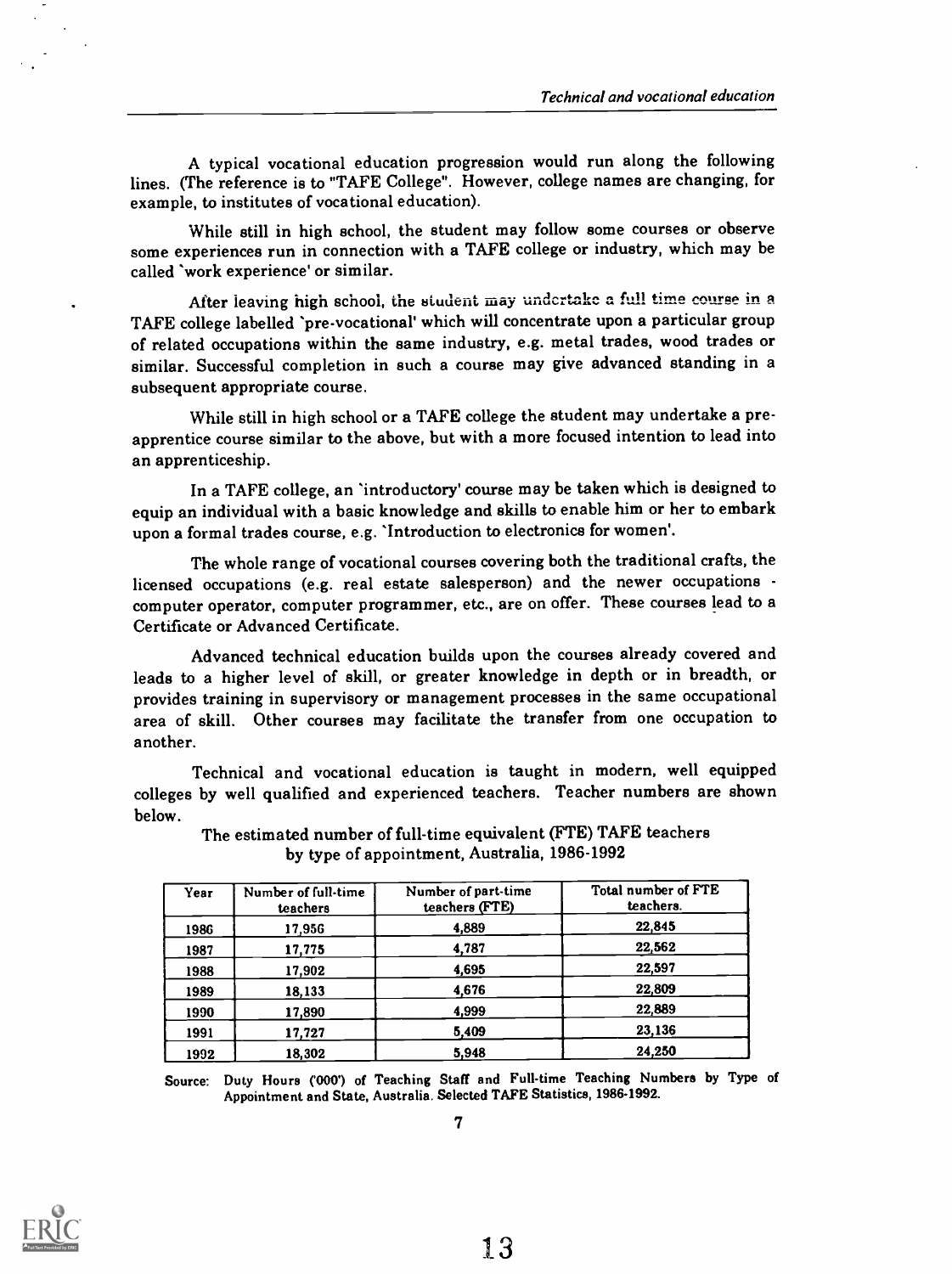A typical vocational education progression would run along the following lines. (The reference is to "TAFE College". However, college names are changing, for example, to institutes of vocational education).

While still in high school, the student may follow some courses or observe some experiences run in connection with a TAFE college or industry, which may be called 'work experience' or similar.

After leaving high school, the student may undertake a full time course in a TAFE college labelled 'pre-vocational' which will concentrate upon a particular group of related occupations within the same industry, e.g. metal trades, wood trades or similar. Successful completion in such a course may give advanced standing in a subsequent appropriate course.

While still in high school or a TAFE college the student may undertake a pre-apprentice course similar to the above, but with a more focused intention to lead into an apprenticeship.

In a TAFE college, an 'introductory' course may be taken which is designed to equip an individual with a basic knowledge and skills to enable him or her to embark upon a formal trades course, e.g. 'Introduction to electronics for women'.

The whole range of vocational courses covering both the traditional crafts, the licensed occupations (e.g. real estate salesperson) and the newer occupations - computer operator, computer programmer, etc., are on offer. These courses lead to a Certificate or Advanced Certificate.

Advanced technical education builds upon the courses already covered and leads to a higher level of skill, or greater knowledge in depth or in breadth, or provides training in supervisory or management processes in the same occupational area of skill. Other courses may facilitate the transfer from one occupation to another.

Technical and vocational education is taught in modern, well equipped colleges by well qualified and experienced teachers. Teacher numbers are shown below.

The estimated number of full-time equivalent (FTE) TAFE teachers by type of appointment, Australia, 1986-1992

| Year | Number of full-time teachers | Number of part-time teachers (FTE) | Total number of FTE teachers. |
|---|---|---|---|
| 1986 | 17,956 | 4,889 | 22,845 |
| 1987 | 17,775 | 4,787 | 22,562 |
| 1988 | 17,902 | 4,695 | 22,597 |
| 1989 | 18,133 | 4,676 | 22,809 |
| 1990 | 17,890 | 4,999 | 22,889 |
| 1991 | 17,727 | 5,409 | 23,136 |
| 1992 | 18,302 | 5,948 | 24,250 |

Source: Duty Hours ('000') of Teaching Staff and Full-time Teaching Numbers by Type of Appointment and State, Australia. Selected TAFE Statistics, 1986-1992.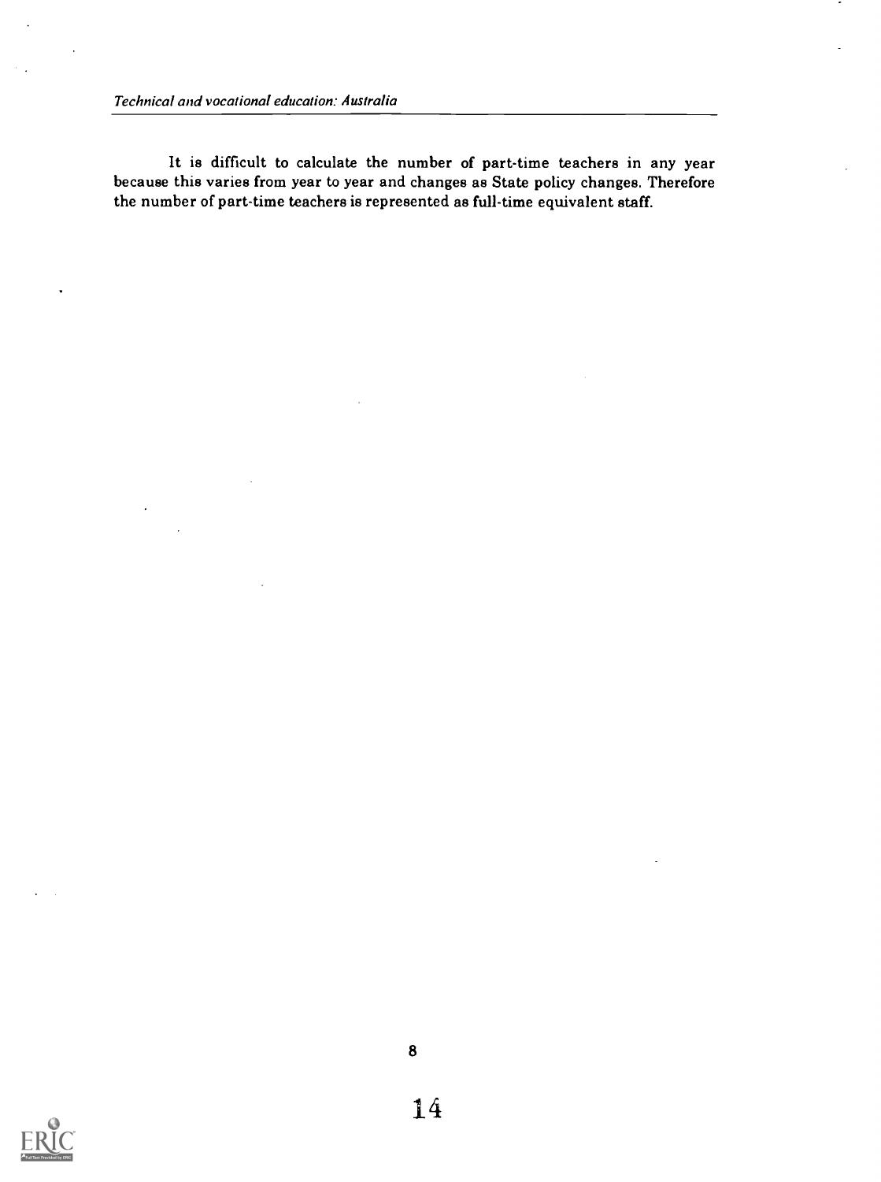It is difficult to calculate the number of part-time teachers in any year because this varies from year to year and changes as State policy changes. Therefore the number of part-time teachers is represented as full-time equivalent staff.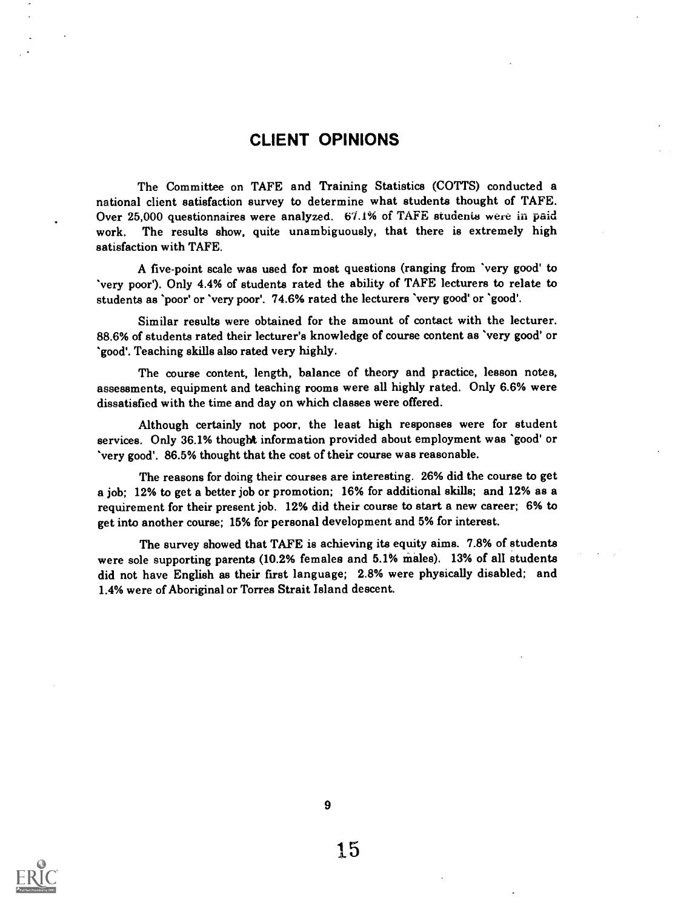## CLIENT OPINIONS

The Committee on TAFE and Training Statistics (COTTS) conducted a national client satisfaction survey to determine what students thought of TAFE. Over 25,000 questionnaires were analyzed. 67.1% of TAFE students were in paid work. The results show, quite unambiguously, that there is extremely high satisfaction with TAFE.

A five-point scale was used for most questions (ranging from 'very good' to 'very poor'). Only 4.4% of students rated the ability of TAFE lecturers to relate to students as 'poor' or 'very poor'. 74.6% rated the lecturers 'very good' or 'good'.

Similar results were obtained for the amount of contact with the lecturer. 88.6% of students rated their lecturer's knowledge of course content as 'very good' or 'good'. Teaching skills also rated very highly.

The course content, length, balance of theory and practice, lesson notes, assessments, equipment and teaching rooms were all highly rated. Only 6.6% were dissatisfied with the time and day on which classes were offered.

Although certainly not poor, the least high responses were for student services. Only 36.1% thought information provided about employment was 'good' or 'very good'. 86.5% thought that the cost of their course was reasonable.

The reasons for doing their courses are interesting. 26% did the course to get a job; 12% to get a better job or promotion; 16% for additional skills; and 12% as a requirement for their present job. 12% did their course to start a new career; 6% to get into another course; 15% for personal development and 5% for interest.

The survey showed that TAFE is achieving its equity aims. 7.8% of students were sole supporting parents (10.2% females and 5.1% males). 13% of all students did not have English as their first language; 2.8% were physically disabled; and 1.4% were of Aboriginal or Torres Strait Island descent.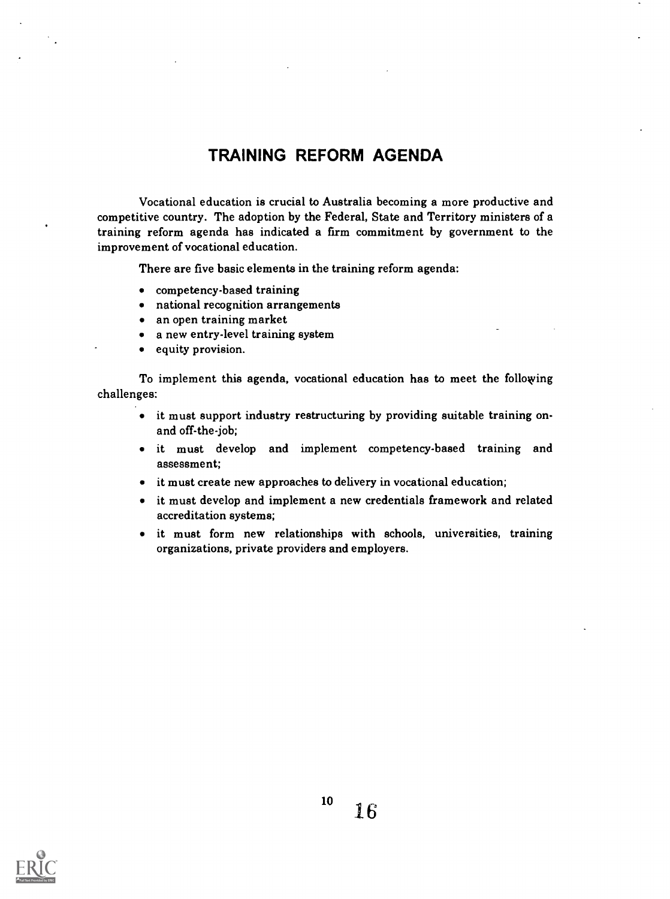# TRAINING REFORM AGENDA

Vocational education is crucial to Australia becoming a more productive and competitive country. The adoption by the Federal, State and Territory ministers of a training reform agenda has indicated a firm commitment by government to the improvement of vocational education.

There are five basic elements in the training reform agenda:

- competency-based training
- national recognition arrangements
- an open training market
- a new entry-level training system
- equity provision.

To implement this agenda, vocational education has to meet the following challenges:

- it must support industry restructuring by providing suitable training on- and off-the-job;
- it must develop and implement competency-based training and assessment;
- it must create new approaches to delivery in vocational education;
- it must develop and implement a new credentials framework and related accreditation systems;
- it must form new relationships with schools, universities, training organizations, private providers and employers.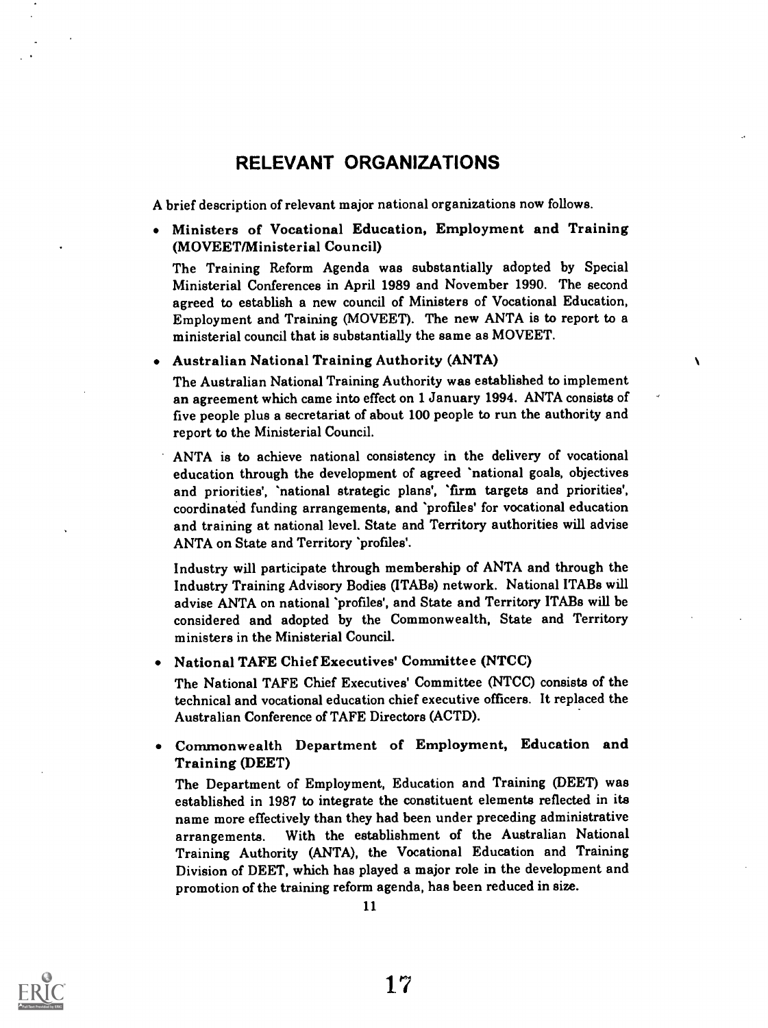## RELEVANT ORGANIZATIONS

A brief description of relevant major national organizations now follows.

- **Ministers of Vocational Education, Employment and Training (MOVEET/Ministerial Council)**

  The Training Reform Agenda was substantially adopted by Special Ministerial Conferences in April 1989 and November 1990. The second agreed to establish a new council of Ministers of Vocational Education, Employment and Training (MOVEET). The new ANTA is to report to a ministerial council that is substantially the same as MOVEET.

- **Australian National Training Authority (ANTA)**

  The Australian National Training Authority was established to implement an agreement which came into effect on 1 January 1994. ANTA consists of five people plus a secretariat of about 100 people to run the authority and report to the Ministerial Council.

  ANTA is to achieve national consistency in the delivery of vocational education through the development of agreed 'national goals, objectives and priorities', 'national strategic plans', 'firm targets and priorities', coordinated funding arrangements, and 'profiles' for vocational education and training at national level. State and Territory authorities will advise ANTA on State and Territory 'profiles'.

  Industry will participate through membership of ANTA and through the Industry Training Advisory Bodies (ITABs) network. National ITABs will advise ANTA on national 'profiles', and State and Territory ITABs will be considered and adopted by the Commonwealth, State and Territory ministers in the Ministerial Council.

- **National TAFE Chief Executives' Committee (NTCC)**

  The National TAFE Chief Executives' Committee (NTCC) consists of the technical and vocational education chief executive officers. It replaced the Australian Conference of TAFE Directors (ACTD).

- **Commonwealth Department of Employment, Education and Training (DEET)**

  The Department of Employment, Education and Training (DEET) was established in 1987 to integrate the constituent elements reflected in its name more effectively than they had been under preceding administrative arrangements. With the establishment of the Australian National Training Authority (ANTA), the Vocational Education and Training Division of DEET, which has played a major role in the development and promotion of the training reform agenda, has been reduced in size.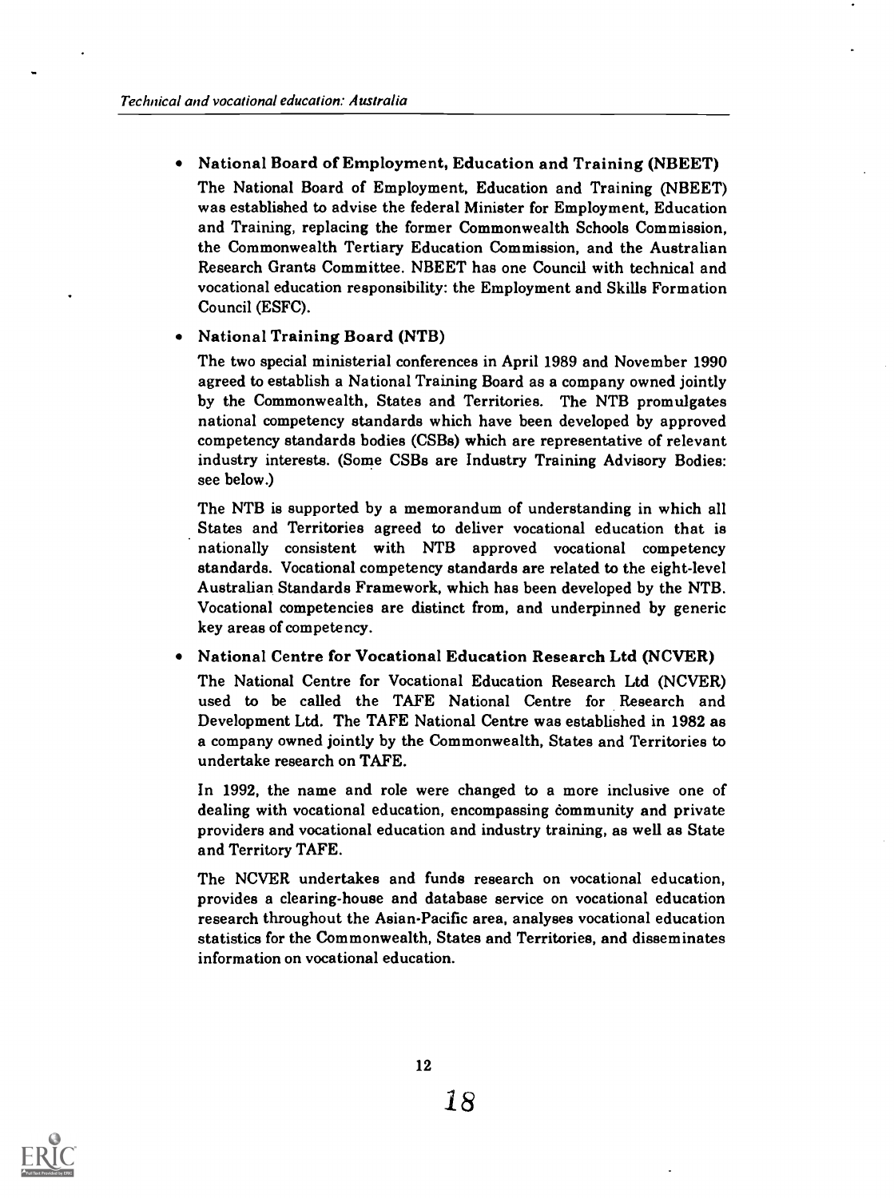- **National Board of Employment, Education and Training (NBEET)**

  The National Board of Employment, Education and Training (NBEET) was established to advise the federal Minister for Employment, Education and Training, replacing the former Commonwealth Schools Commission, the Commonwealth Tertiary Education Commission, and the Australian Research Grants Committee. NBEET has one Council with technical and vocational education responsibility: the Employment and Skills Formation Council (ESFC).

- **National Training Board (NTB)**

  The two special ministerial conferences in April 1989 and November 1990 agreed to establish a National Training Board as a company owned jointly by the Commonwealth, States and Territories. The NTB promulgates national competency standards which have been developed by approved competency standards bodies (CSBs) which are representative of relevant industry interests. (Some CSBs are Industry Training Advisory Bodies: see below.)

  The NTB is supported by a memorandum of understanding in which all States and Territories agreed to deliver vocational education that is nationally consistent with NTB approved vocational competency standards. Vocational competency standards are related to the eight-level Australian Standards Framework, which has been developed by the NTB. Vocational competencies are distinct from, and underpinned by generic key areas of competency.

- **National Centre for Vocational Education Research Ltd (NCVER)**

  The National Centre for Vocational Education Research Ltd (NCVER) used to be called the TAFE National Centre for Research and Development Ltd. The TAFE National Centre was established in 1982 as a company owned jointly by the Commonwealth, States and Territories to undertake research on TAFE.

  In 1992, the name and role were changed to a more inclusive one of dealing with vocational education, encompassing community and private providers and vocational education and industry training, as well as State and Territory TAFE.

  The NCVER undertakes and funds research on vocational education, provides a clearing-house and database service on vocational education research throughout the Asian-Pacific area, analyses vocational education statistics for the Commonwealth, States and Territories, and disseminates information on vocational education.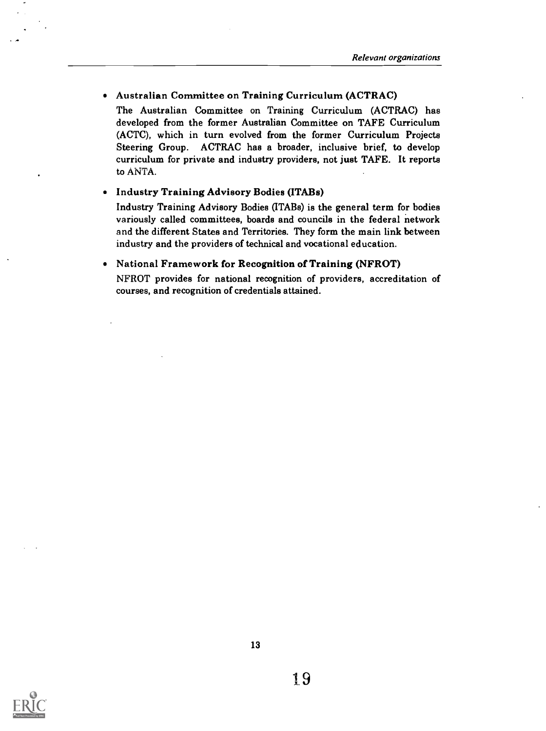- **Australian Committee on Training Curriculum (ACTRAC)**

  The Australian Committee on Training Curriculum (ACTRAC) has developed from the former Australian Committee on TAFE Curriculum (ACTC), which in turn evolved from the former Curriculum Projects Steering Group. ACTRAC has a broader, inclusive brief, to develop curriculum for private and industry providers, not just TAFE. It reports to ANTA.

- **Industry Training Advisory Bodies (ITABs)**

  Industry Training Advisory Bodies (ITABs) is the general term for bodies variously called committees, boards and councils in the federal network and the different States and Territories. They form the main link between industry and the providers of technical and vocational education.

- **National Framework for Recognition of Training (NFROT)**

  NFROT provides for national recognition of providers, accreditation of courses, and recognition of credentials attained.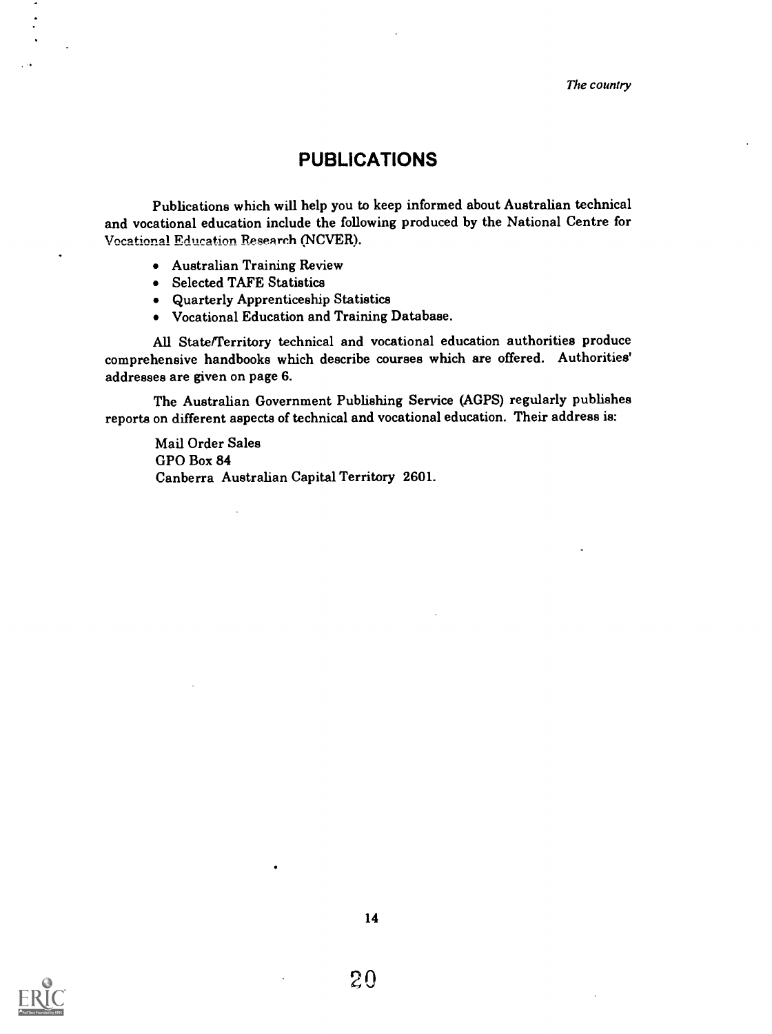## PUBLICATIONS

Publications which will help you to keep informed about Australian technical and vocational education include the following produced by the National Centre for Vocational Education Research (NCVER).

- Australian Training Review
- Selected TAFE Statistics
- Quarterly Apprenticeship Statistics
- Vocational Education and Training Database.

All State/Territory technical and vocational education authorities produce comprehensive handbooks which describe courses which are offered. Authorities' addresses are given on page 6.

The Australian Government Publishing Service (AGPS) regularly publishes reports on different aspects of technical and vocational education. Their address is:

Mail Order Sales
GPO Box 84
Canberra Australian Capital Territory 2601.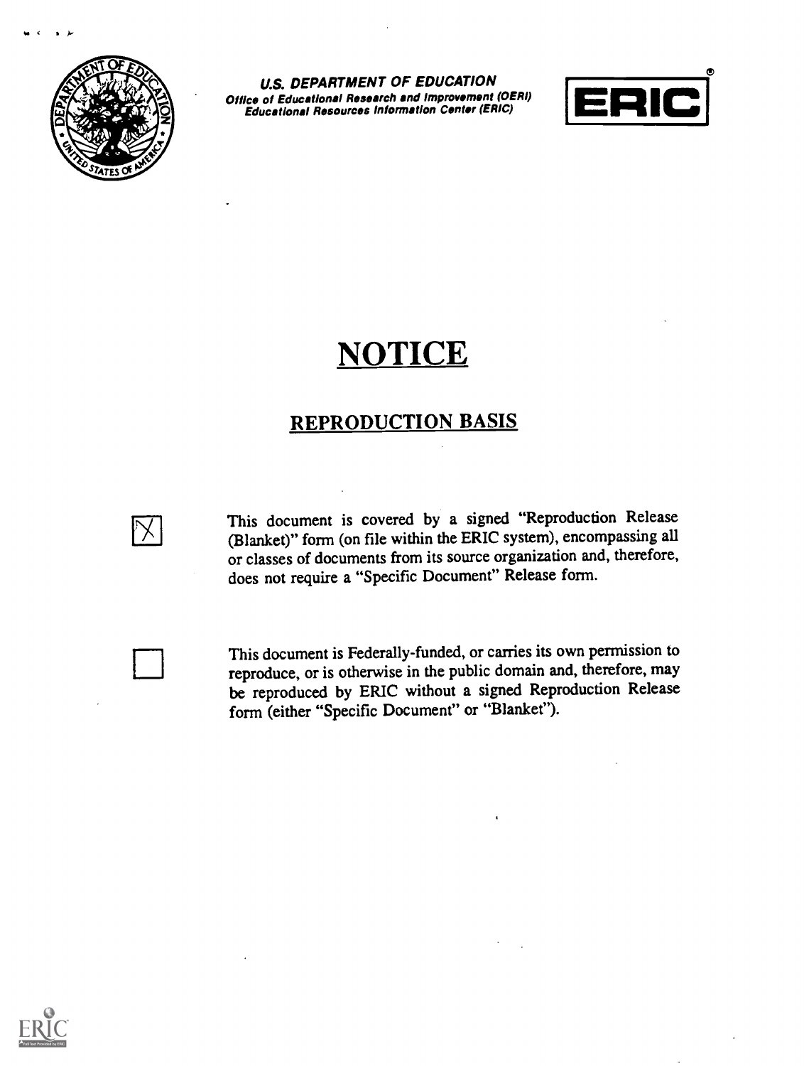**U.S. DEPARTMENT OF EDUCATION**
*Office of Educational Research and Improvement (OERI)*
*Educational Resources Information Center (ERIC)*

ERIC®

# NOTICE

## REPRODUCTION BASIS

- [X] This document is covered by a signed "Reproduction Release (Blanket)" form (on file within the ERIC system), encompassing all or classes of documents from its source organization and, therefore, does not require a "Specific Document" Release form.

- [ ] This document is Federally-funded, or carries its own permission to reproduce, or is otherwise in the public domain and, therefore, may be reproduced by ERIC without a signed Reproduction Release form (either "Specific Document" or "Blanket").